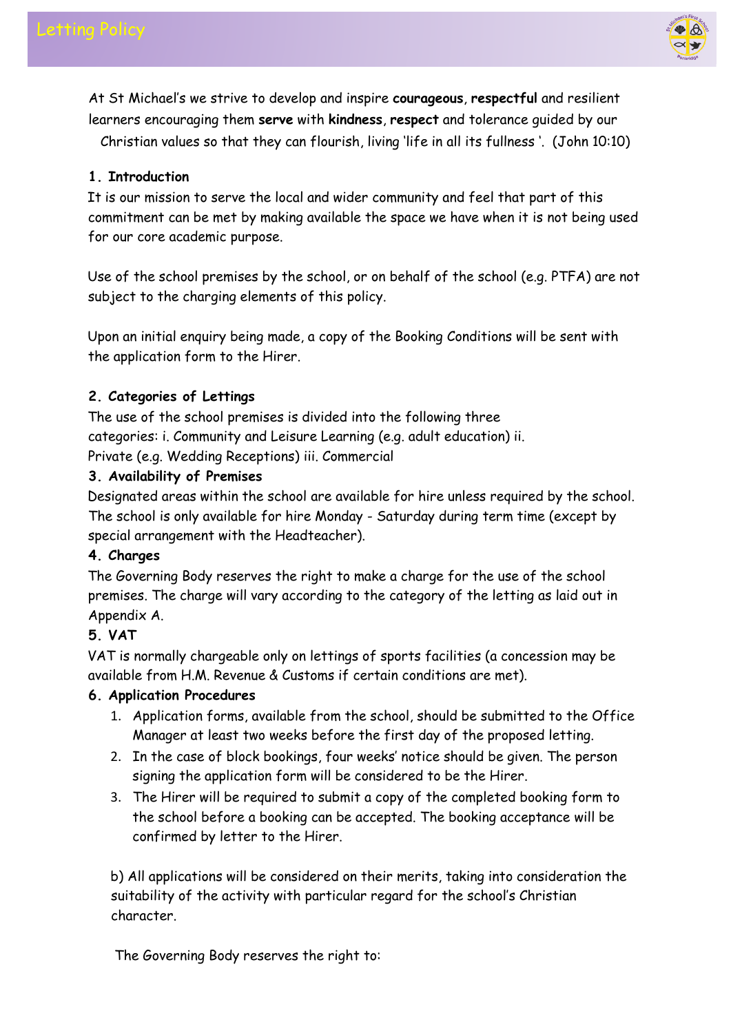# Letting Policy

At St Michael's we strive to develop and inspire **courageous**, **respectful** and resilient learners encouraging them **serve** with **kindness**, **respect** and tolerance guided by our Christian values so that they can flourish, living 'life in all its fullness '. (John 10:10)

## 1. Introduction

It is our mission to serve the local and wider community and feel that part of this commitment can be met by making available the space we have when it is not being used for our core academic purpose.

Use of the school premises by the school, or on behalf of the school (e.g. PTFA) are not subject to the charging elements of this policy.

Upon an initial enquiry being made, a copy of the Booking Conditions will be sent with the application form to the Hirer.

## 2. Categories of Lettings

The use of the school premises is divided into the following three categories: i. Community and Leisure Learning (e.g. adult education) ii. Private (e.g. Wedding Receptions) iii. Commercial

## 3. Availability of Premises

Designated areas within the school are available for hire unless required by the school. The school is only available for hire Monday - Saturday during term time (except by special arrangement with the Headteacher).

## 4. Charges

The Governing Body reserves the right to make a charge for the use of the school premises. The charge will vary according to the category of the letting as laid out in Appendix A.

## 5. VAT

VAT is normally chargeable only on lettings of sports facilities (a concession may be available from H.M. Revenue & Customs if certain conditions are met).

## 6. Application Procedures

1. Application forms, available from the school, should be submitted to the Office Manager at least two weeks before the first day of the proposed letting.
2. In the case of block bookings, four weeks' notice should be given. The person signing the application form will be considered to be the Hirer.
3. The Hirer will be required to submit a copy of the completed booking form to the school before a booking can be accepted. The booking acceptance will be confirmed by letter to the Hirer.

b) All applications will be considered on their merits, taking into consideration the suitability of the activity with particular regard for the school's Christian character.

The Governing Body reserves the right to: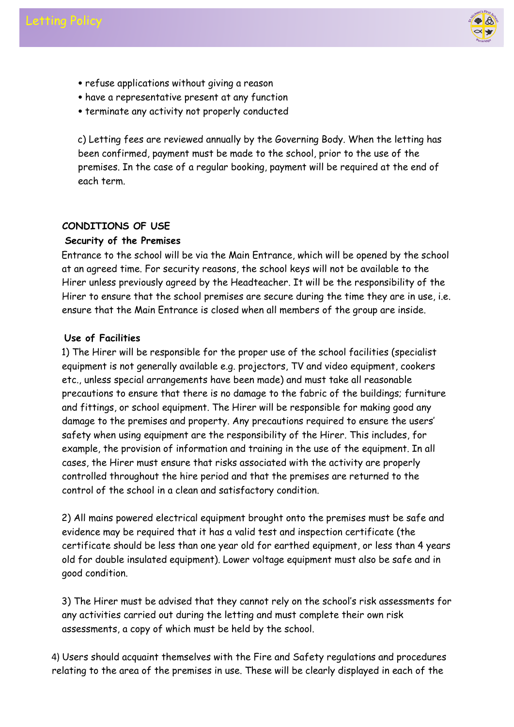- refuse applications without giving a reason
- have a representative present at any function
- terminate any activity not properly conducted

c) Letting fees are reviewed annually by the Governing Body. When the letting has been confirmed, payment must be made to the school, prior to the use of the premises. In the case of a regular booking, payment will be required at the end of each term.

**CONDITIONS OF USE**

**Security of the Premises**

Entrance to the school will be via the Main Entrance, which will be opened by the school at an agreed time. For security reasons, the school keys will not be available to the Hirer unless previously agreed by the Headteacher. It will be the responsibility of the Hirer to ensure that the school premises are secure during the time they are in use, i.e. ensure that the Main Entrance is closed when all members of the group are inside.

**Use of Facilities**

1) The Hirer will be responsible for the proper use of the school facilities (specialist equipment is not generally available e.g. projectors, TV and video equipment, cookers etc., unless special arrangements have been made) and must take all reasonable precautions to ensure that there is no damage to the fabric of the buildings; furniture and fittings, or school equipment. The Hirer will be responsible for making good any damage to the premises and property. Any precautions required to ensure the users' safety when using equipment are the responsibility of the Hirer. This includes, for example, the provision of information and training in the use of the equipment. In all cases, the Hirer must ensure that risks associated with the activity are properly controlled throughout the hire period and that the premises are returned to the control of the school in a clean and satisfactory condition.

2) All mains powered electrical equipment brought onto the premises must be safe and evidence may be required that it has a valid test and inspection certificate (the certificate should be less than one year old for earthed equipment, or less than 4 years old for double insulated equipment). Lower voltage equipment must also be safe and in good condition.

3) The Hirer must be advised that they cannot rely on the school's risk assessments for any activities carried out during the letting and must complete their own risk assessments, a copy of which must be held by the school.

4) Users should acquaint themselves with the Fire and Safety regulations and procedures relating to the area of the premises in use. These will be clearly displayed in each of the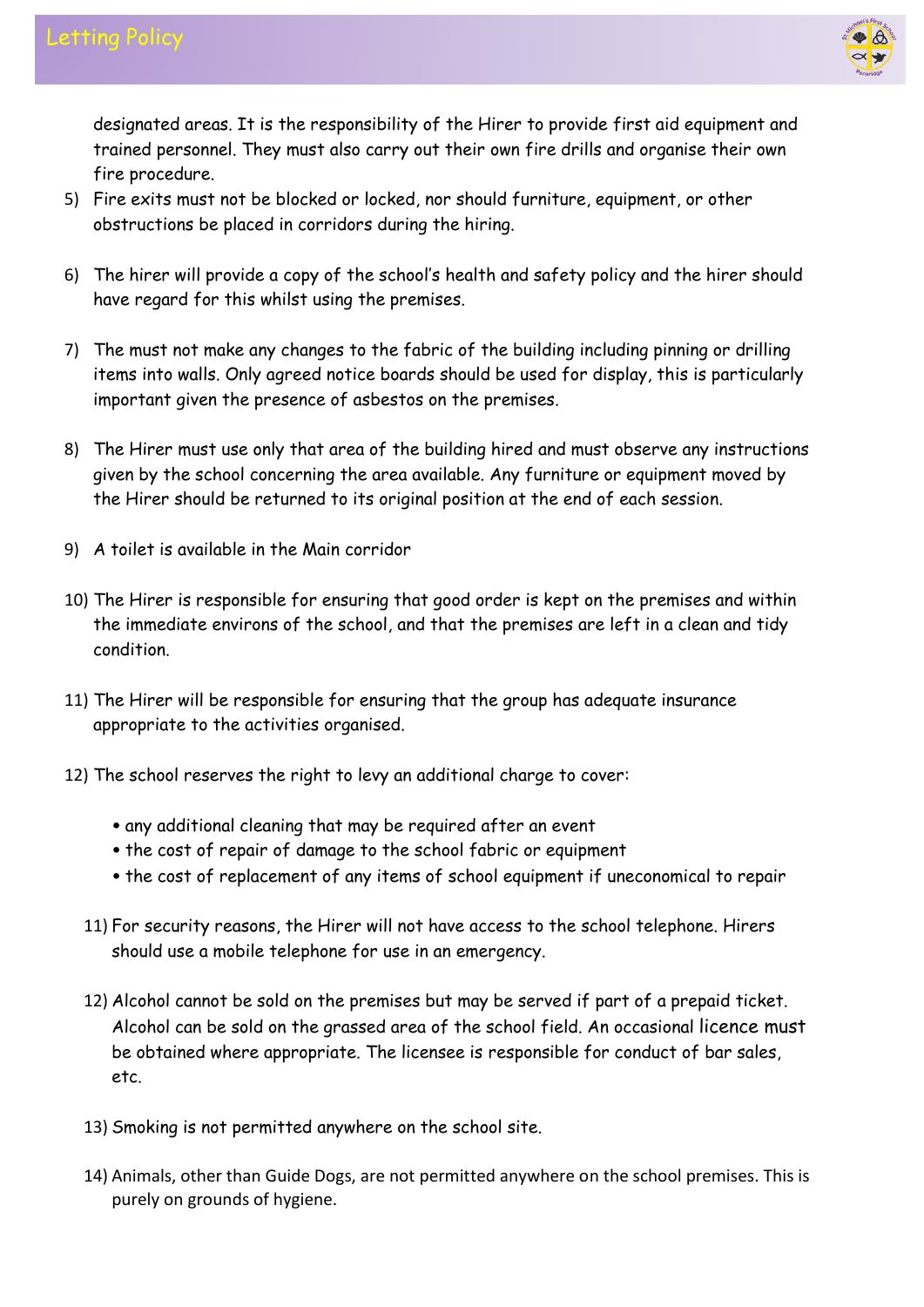designated areas. It is the responsibility of the Hirer to provide first aid equipment and trained personnel. They must also carry out their own fire drills and organise their own fire procedure.

5) Fire exits must not be blocked or locked, nor should furniture, equipment, or other obstructions be placed in corridors during the hiring.

6) The hirer will provide a copy of the school's health and safety policy and the hirer should have regard for this whilst using the premises.

7) The must not make any changes to the fabric of the building including pinning or drilling items into walls. Only agreed notice boards should be used for display, this is particularly important given the presence of asbestos on the premises.

8) The Hirer must use only that area of the building hired and must observe any instructions given by the school concerning the area available. Any furniture or equipment moved by the Hirer should be returned to its original position at the end of each session.

9) A toilet is available in the Main corridor

10) The Hirer is responsible for ensuring that good order is kept on the premises and within the immediate environs of the school, and that the premises are left in a clean and tidy condition.

11) The Hirer will be responsible for ensuring that the group has adequate insurance appropriate to the activities organised.

12) The school reserves the right to levy an additional charge to cover:

    • any additional cleaning that may be required after an event
    • the cost of repair of damage to the school fabric or equipment
    • the cost of replacement of any items of school equipment if uneconomical to repair

11) For security reasons, the Hirer will not have access to the school telephone. Hirers should use a mobile telephone for use in an emergency.

12) Alcohol cannot be sold on the premises but may be served if part of a prepaid ticket. Alcohol can be sold on the grassed area of the school field. An occasional licence must be obtained where appropriate. The licensee is responsible for conduct of bar sales, etc.

13) Smoking is not permitted anywhere on the school site.

14) Animals, other than Guide Dogs, are not permitted anywhere on the school premises. This is purely on grounds of hygiene.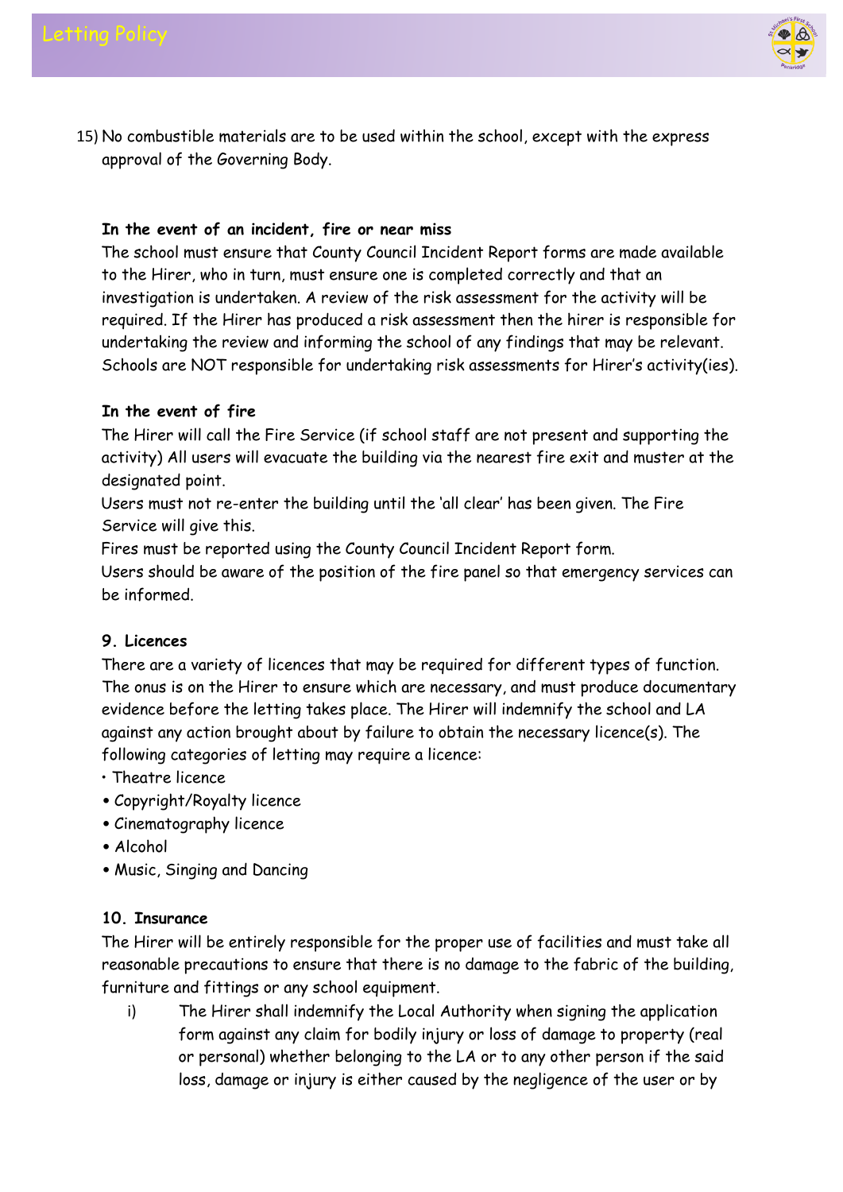15) No combustible materials are to be used within the school, except with the express approval of the Governing Body.

**In the event of an incident, fire or near miss**

The school must ensure that County Council Incident Report forms are made available to the Hirer, who in turn, must ensure one is completed correctly and that an investigation is undertaken. A review of the risk assessment for the activity will be required. If the Hirer has produced a risk assessment then the hirer is responsible for undertaking the review and informing the school of any findings that may be relevant. Schools are NOT responsible for undertaking risk assessments for Hirer's activity(ies).

**In the event of fire**

The Hirer will call the Fire Service (if school staff are not present and supporting the activity) All users will evacuate the building via the nearest fire exit and muster at the designated point.

Users must not re-enter the building until the 'all clear' has been given. The Fire Service will give this.

Fires must be reported using the County Council Incident Report form.

Users should be aware of the position of the fire panel so that emergency services can be informed.

**9. Licences**

There are a variety of licences that may be required for different types of function. The onus is on the Hirer to ensure which are necessary, and must produce documentary evidence before the letting takes place. The Hirer will indemnify the school and LA against any action brought about by failure to obtain the necessary licence(s). The following categories of letting may require a licence:

- Theatre licence
- Copyright/Royalty licence
- Cinematography licence
- Alcohol
- Music, Singing and Dancing

**10. Insurance**

The Hirer will be entirely responsible for the proper use of facilities and must take all reasonable precautions to ensure that there is no damage to the fabric of the building, furniture and fittings or any school equipment.

i) The Hirer shall indemnify the Local Authority when signing the application form against any claim for bodily injury or loss of damage to property (real or personal) whether belonging to the LA or to any other person if the said loss, damage or injury is either caused by the negligence of the user or by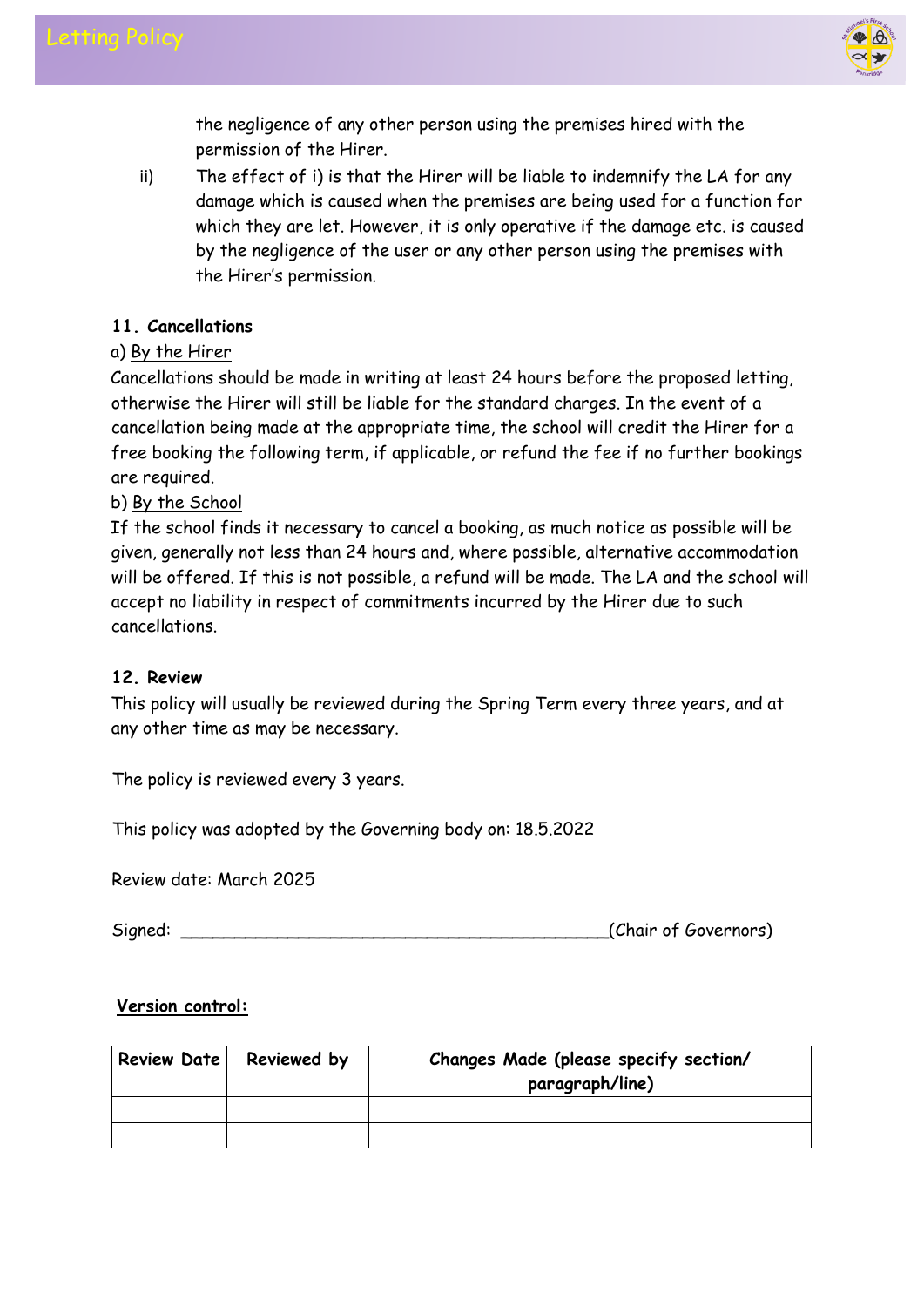the negligence of any other person using the premises hired with the permission of the Hirer.

ii) The effect of i) is that the Hirer will be liable to indemnify the LA for any damage which is caused when the premises are being used for a function for which they are let. However, it is only operative if the damage etc. is caused by the negligence of the user or any other person using the premises with the Hirer's permission.

**11. Cancellations**

a) By the Hirer

Cancellations should be made in writing at least 24 hours before the proposed letting, otherwise the Hirer will still be liable for the standard charges. In the event of a cancellation being made at the appropriate time, the school will credit the Hirer for a free booking the following term, if applicable, or refund the fee if no further bookings are required.

b) By the School

If the school finds it necessary to cancel a booking, as much notice as possible will be given, generally not less than 24 hours and, where possible, alternative accommodation will be offered. If this is not possible, a refund will be made. The LA and the school will accept no liability in respect of commitments incurred by the Hirer due to such cancellations.

**12. Review**

This policy will usually be reviewed during the Spring Term every three years, and at any other time as may be necessary.

The policy is reviewed every 3 years.

This policy was adopted by the Governing body on: 18.5.2022

Review date: March 2025

Signed: ________________________________________(Chair of Governors)

**Version control:**

| Review Date | Reviewed by | Changes Made (please specify section/ paragraph/line) |
|---|---|---|
| | | |
| | | |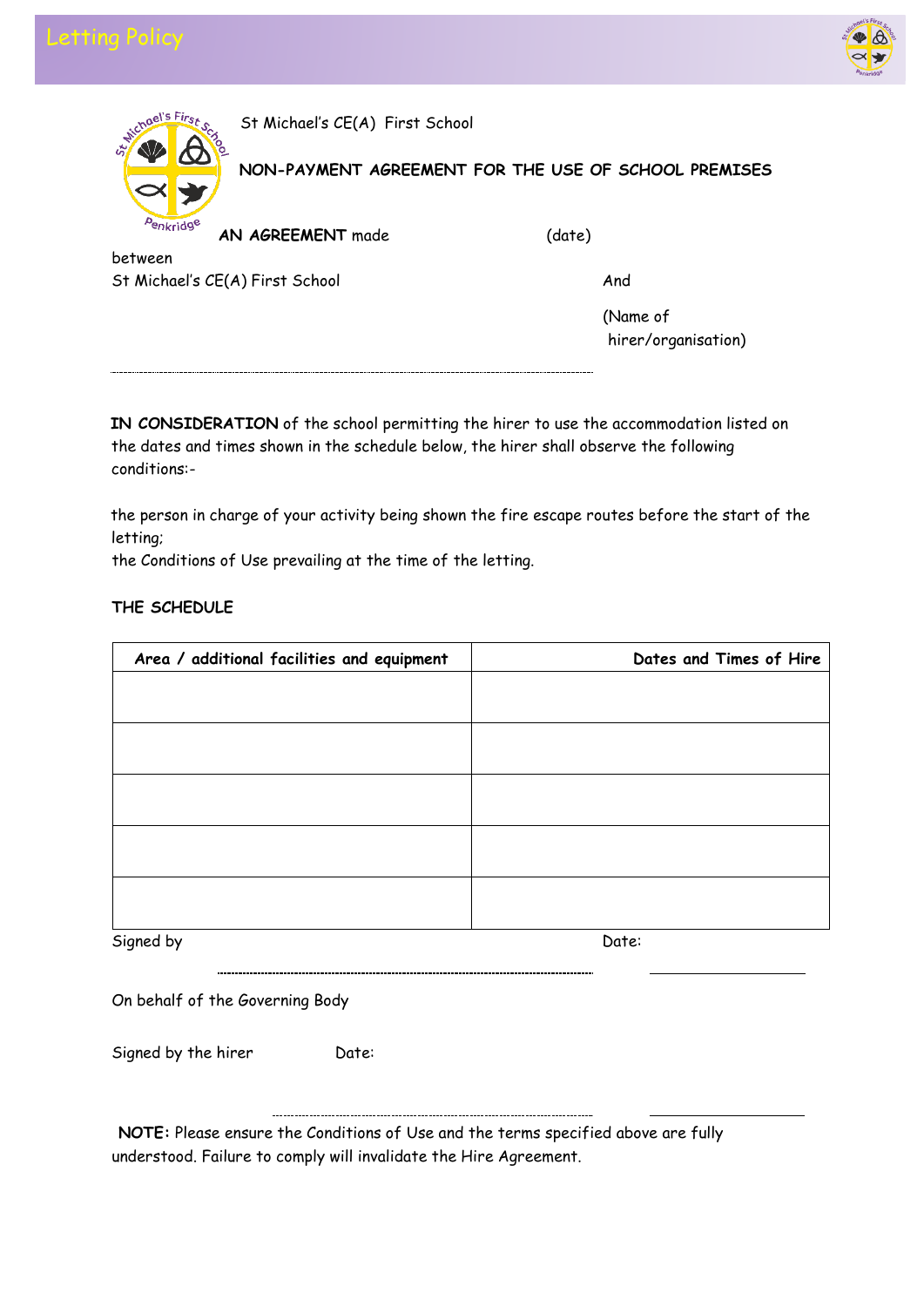St Michael's CE(A) First School

**NON-PAYMENT AGREEMENT FOR THE USE OF SCHOOL PREMISES**

**AN AGREEMENT** made (date)

between

St Michael's CE(A) First School And

(Name of hirer/organisation)

**IN CONSIDERATION** of the school permitting the hirer to use the accommodation listed on the dates and times shown in the schedule below, the hirer shall observe the following conditions:-

the person in charge of your activity being shown the fire escape routes before the start of the letting;

the Conditions of Use prevailing at the time of the letting.

**THE SCHEDULE**

| Area / additional facilities and equipment | Dates and Times of Hire |
|---|---|
| | |
| | |
| | |
| | |
| | |

Signed by ______________________ Date: ______________

On behalf of the Governing Body

Signed by the hirer ______________________ Date: ______________

**NOTE:** Please ensure the Conditions of Use and the terms specified above are fully understood. Failure to comply will invalidate the Hire Agreement.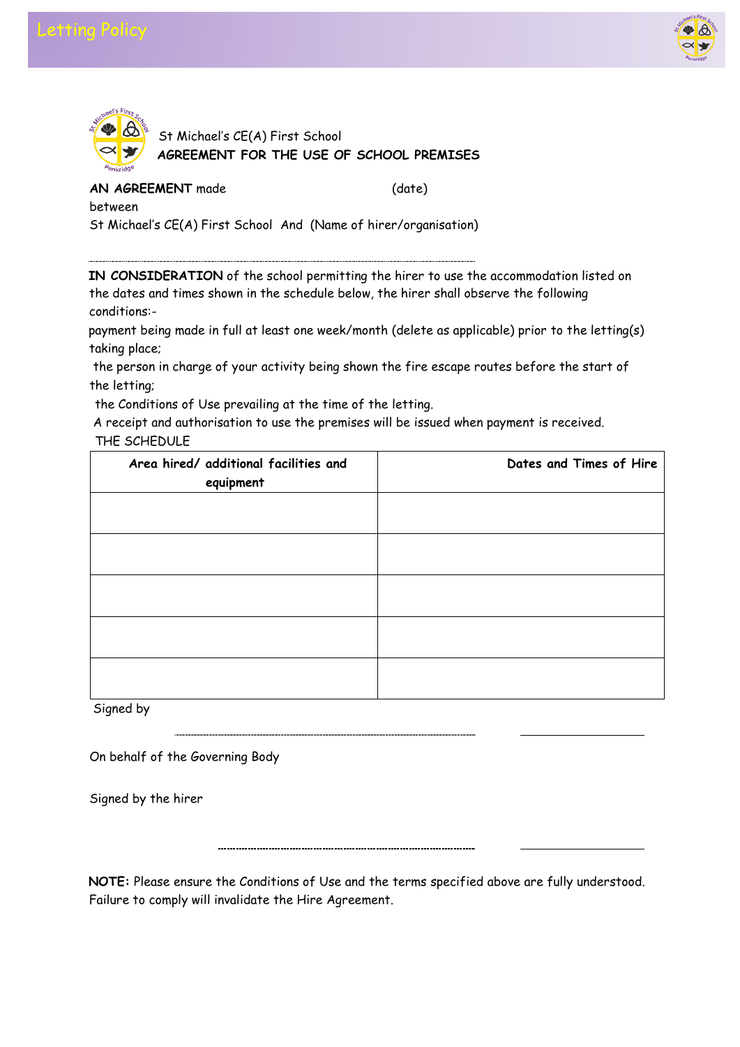St Michael's CE(A) First School

**AGREEMENT FOR THE USE OF SCHOOL PREMISES**

**AN AGREEMENT** made (date)

between

St Michael's CE(A) First School And (Name of hirer/organisation)

---

**IN CONSIDERATION** of the school permitting the hirer to use the accommodation listed on the dates and times shown in the schedule below, the hirer shall observe the following conditions:-

payment being made in full at least one week/month (delete as applicable) prior to the letting(s) taking place;

the person in charge of your activity being shown the fire escape routes before the start of the letting;

the Conditions of Use prevailing at the time of the letting.

A receipt and authorisation to use the premises will be issued when payment is received.

THE SCHEDULE

| Area hired/ additional facilities and equipment | Dates and Times of Hire |
|---|---|
| | |
| | |
| | |
| | |
| | |

Signed by

---------------------------------------- ____________

On behalf of the Governing Body

Signed by the hirer

---------------------------------------- ____________

**NOTE:** Please ensure the Conditions of Use and the terms specified above are fully understood. Failure to comply will invalidate the Hire Agreement.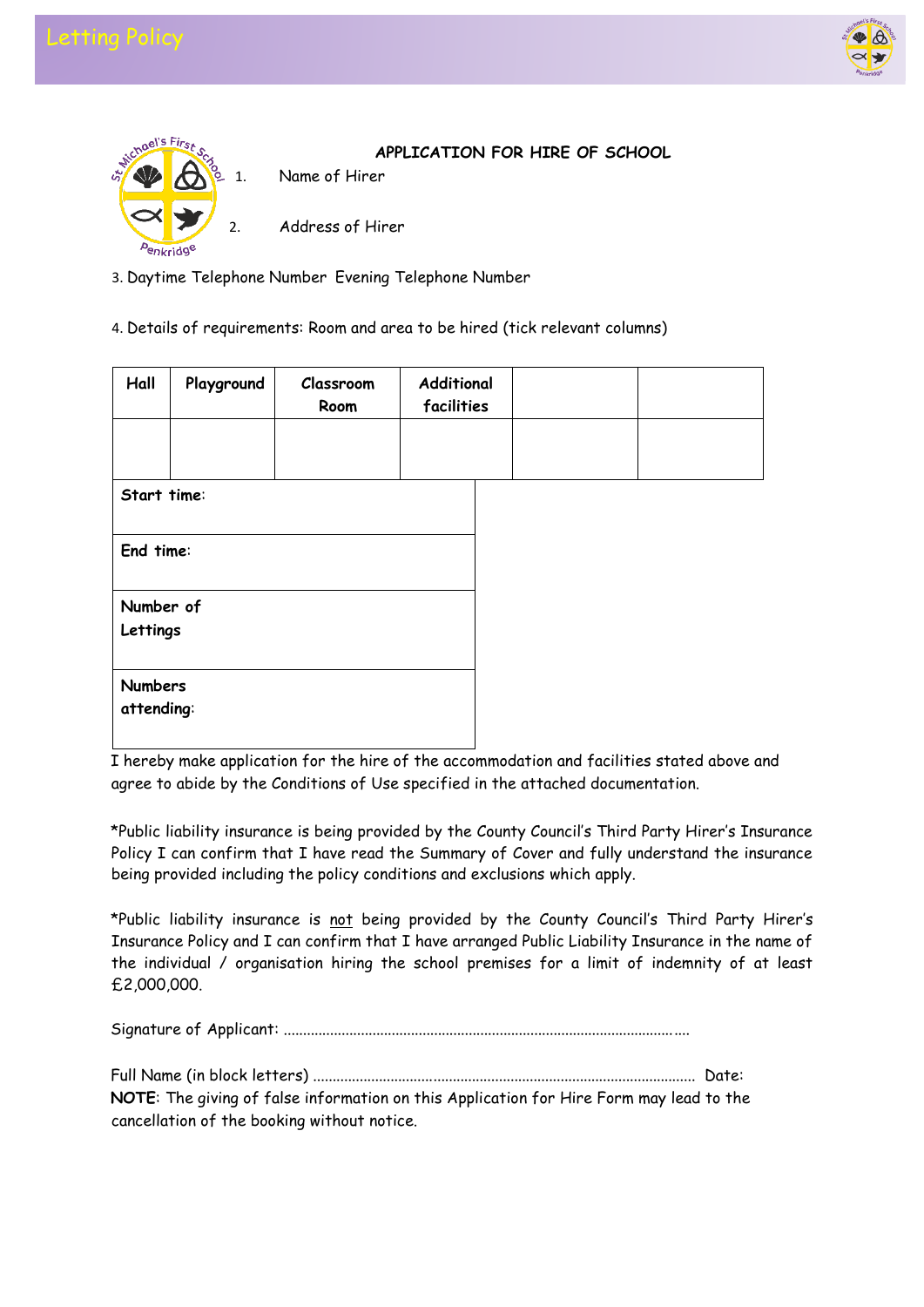## APPLICATION FOR HIRE OF SCHOOL

1. Name of Hirer

2. Address of Hirer

3. Daytime Telephone Number Evening Telephone Number

4. Details of requirements: Room and area to be hired (tick relevant columns)

| Hall | Playground | Classroom Room | Additional facilities | | |
|---|---|---|---|---|---|
| | | | | | |

| |
|---|
| **Start time**: |
| **End time**: |
| **Number of Lettings** |
| **Numbers attending**: |

I hereby make application for the hire of the accommodation and facilities stated above and agree to abide by the Conditions of Use specified in the attached documentation.

*Public liability insurance is being provided by the County Council's Third Party Hirer's Insurance Policy I can confirm that I have read the Summary of Cover and fully understand the insurance being provided including the policy conditions and exclusions which apply.

*Public liability insurance is not being provided by the County Council's Third Party Hirer's Insurance Policy and I can confirm that I have arranged Public Liability Insurance in the name of the individual / organisation hiring the school premises for a limit of indemnity of at least £2,000,000.

Signature of Applicant: ......................................................................................................

Full Name (in block letters) ................................................................................................ Date:

**NOTE**: The giving of false information on this Application for Hire Form may lead to the cancellation of the booking without notice.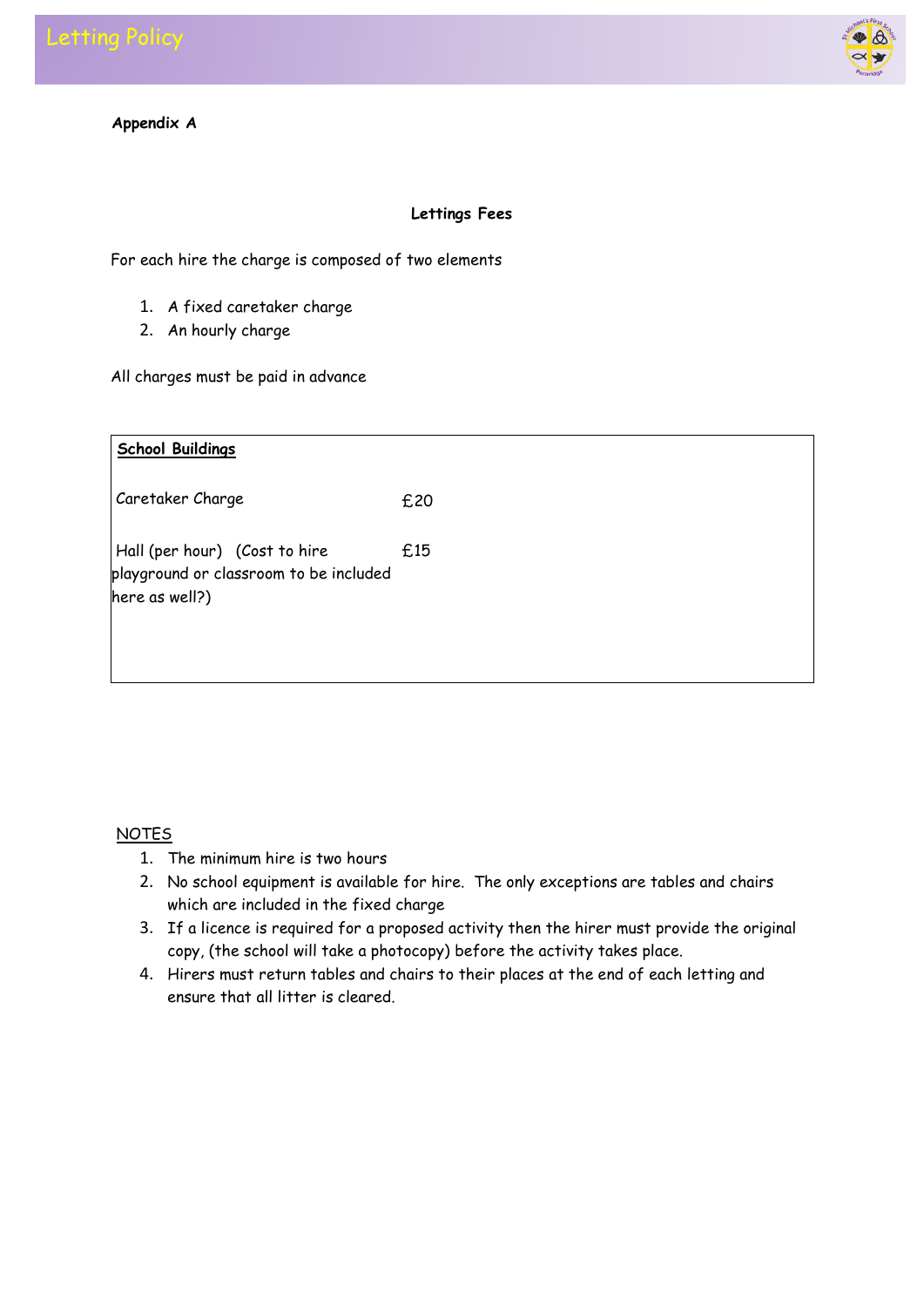**Appendix A**

**Lettings Fees**

For each hire the charge is composed of two elements

1. A fixed caretaker charge
2. An hourly charge

All charges must be paid in advance

| **School Buildings** | |
|---|---|
| Caretaker Charge | £20 |
| Hall (per hour) (Cost to hire playground or classroom to be included here as well?) | £15 |

NOTES

1. The minimum hire is two hours
2. No school equipment is available for hire. The only exceptions are tables and chairs which are included in the fixed charge
3. If a licence is required for a proposed activity then the hirer must provide the original copy, (the school will take a photocopy) before the activity takes place.
4. Hirers must return tables and chairs to their places at the end of each letting and ensure that all litter is cleared.